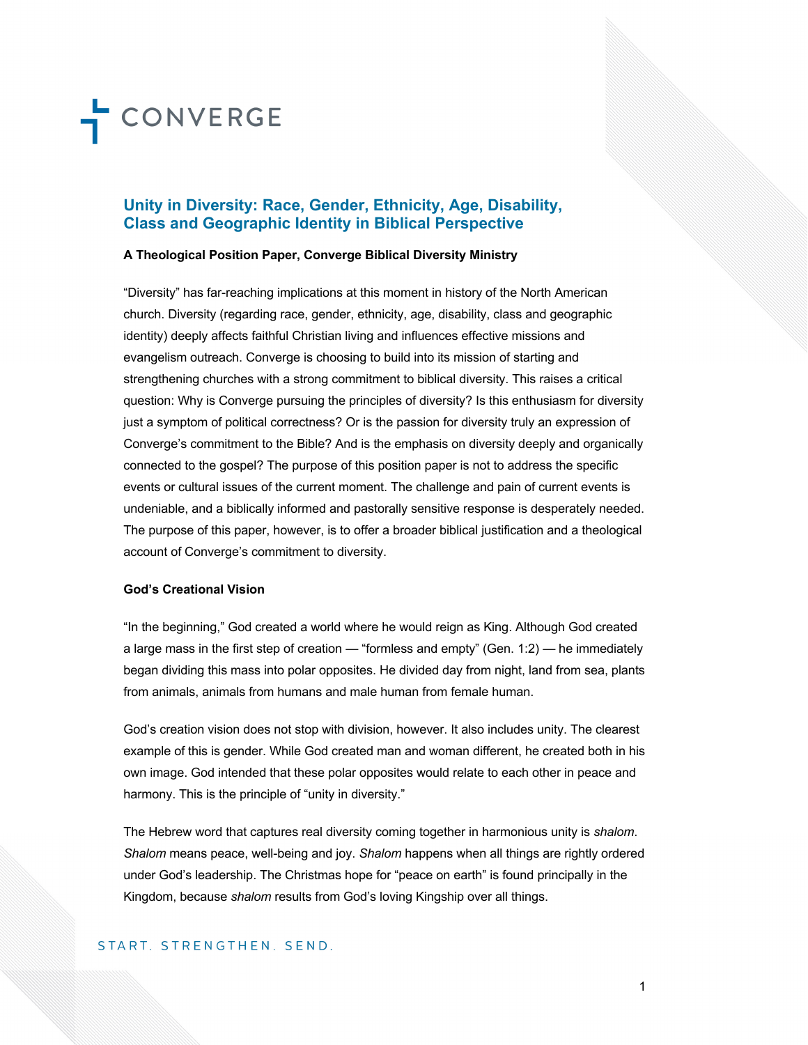# Unity in Diversity: Race, Gender, Ethnicity, Age, Disability, Class and Geographic Identity in Biblical Perspective

**A Theological Position Paper, Converge Biblical Diversity Ministry**

"Diversity" has far-reaching implications at this moment in history of the North American church. Diversity (regarding race, gender, ethnicity, age, disability, class and geographic identity) deeply affects faithful Christian living and influences effective missions and evangelism outreach. Converge is choosing to build into its mission of starting and strengthening churches with a strong commitment to biblical diversity. This raises a critical question: Why is Converge pursuing the principles of diversity? Is this enthusiasm for diversity just a symptom of political correctness? Or is the passion for diversity truly an expression of Converge's commitment to the Bible? And is the emphasis on diversity deeply and organically connected to the gospel? The purpose of this position paper is not to address the specific events or cultural issues of the current moment. The challenge and pain of current events is undeniable, and a biblically informed and pastorally sensitive response is desperately needed. The purpose of this paper, however, is to offer a broader biblical justification and a theological account of Converge's commitment to diversity.

### God's Creational Vision

"In the beginning," God created a world where he would reign as King. Although God created a large mass in the first step of creation — "formless and empty" (Gen. 1:2) — he immediately began dividing this mass into polar opposites. He divided day from night, land from sea, plants from animals, animals from humans and male human from female human.

God's creation vision does not stop with division, however. It also includes unity. The clearest example of this is gender. While God created man and woman different, he created both in his own image. God intended that these polar opposites would relate to each other in peace and harmony. This is the principle of "unity in diversity."

The Hebrew word that captures real diversity coming together in harmonious unity is *shalom*. *Shalom* means peace, well-being and joy. *Shalom* happens when all things are rightly ordered under God's leadership. The Christmas hope for "peace on earth" is found principally in the Kingdom, because *shalom* results from God's loving Kingship over all things.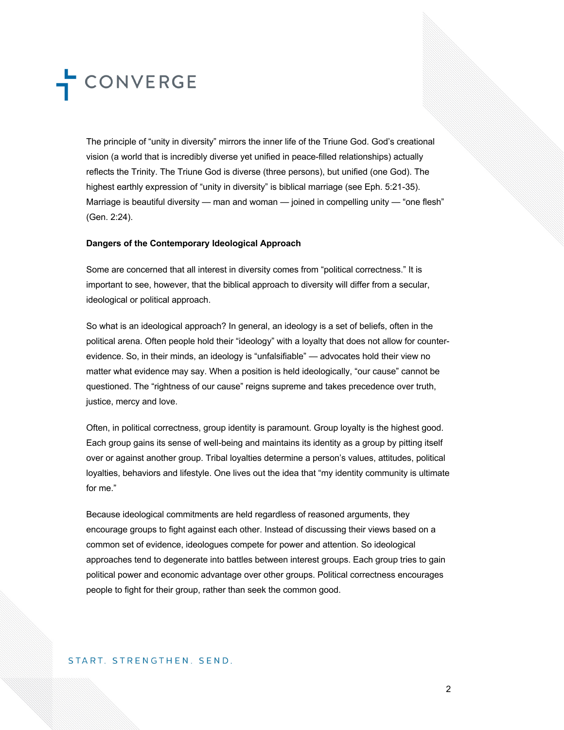The principle of "unity in diversity" mirrors the inner life of the Triune God. God's creational vision (a world that is incredibly diverse yet unified in peace-filled relationships) actually reflects the Trinity. The Triune God is diverse (three persons), but unified (one God). The highest earthly expression of "unity in diversity" is biblical marriage (see Eph. 5:21-35). Marriage is beautiful diversity — man and woman — joined in compelling unity — "one flesh" (Gen. 2:24).

**Dangers of the Contemporary Ideological Approach**

Some are concerned that all interest in diversity comes from "political correctness." It is important to see, however, that the biblical approach to diversity will differ from a secular, ideological or political approach.

So what is an ideological approach? In general, an ideology is a set of beliefs, often in the political arena. Often people hold their "ideology" with a loyalty that does not allow for counter-evidence. So, in their minds, an ideology is "unfalsifiable" — advocates hold their view no matter what evidence may say. When a position is held ideologically, "our cause" cannot be questioned. The "rightness of our cause" reigns supreme and takes precedence over truth, justice, mercy and love.

Often, in political correctness, group identity is paramount. Group loyalty is the highest good. Each group gains its sense of well-being and maintains its identity as a group by pitting itself over or against another group. Tribal loyalties determine a person's values, attitudes, political loyalties, behaviors and lifestyle. One lives out the idea that "my identity community is ultimate for me."

Because ideological commitments are held regardless of reasoned arguments, they encourage groups to fight against each other. Instead of discussing their views based on a common set of evidence, ideologues compete for power and attention. So ideological approaches tend to degenerate into battles between interest groups. Each group tries to gain political power and economic advantage over other groups. Political correctness encourages people to fight for their group, rather than seek the common good.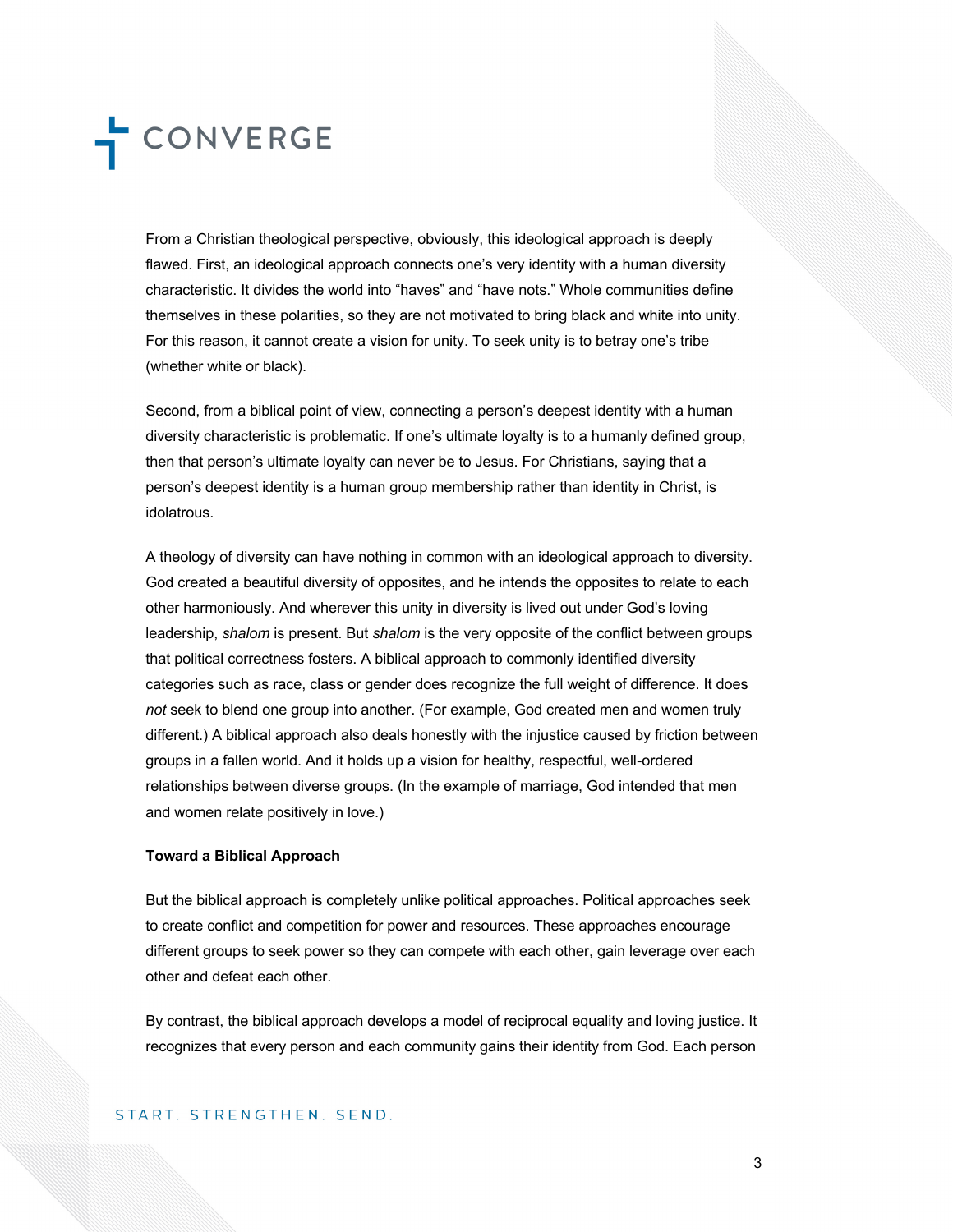From a Christian theological perspective, obviously, this ideological approach is deeply flawed. First, an ideological approach connects one's very identity with a human diversity characteristic. It divides the world into "haves" and "have nots." Whole communities define themselves in these polarities, so they are not motivated to bring black and white into unity. For this reason, it cannot create a vision for unity. To seek unity is to betray one's tribe (whether white or black).

Second, from a biblical point of view, connecting a person's deepest identity with a human diversity characteristic is problematic. If one's ultimate loyalty is to a humanly defined group, then that person's ultimate loyalty can never be to Jesus. For Christians, saying that a person's deepest identity is a human group membership rather than identity in Christ, is idolatrous.

A theology of diversity can have nothing in common with an ideological approach to diversity. God created a beautiful diversity of opposites, and he intends the opposites to relate to each other harmoniously. And wherever this unity in diversity is lived out under God's loving leadership, *shalom* is present. But *shalom* is the very opposite of the conflict between groups that political correctness fosters. A biblical approach to commonly identified diversity categories such as race, class or gender does recognize the full weight of difference. It does *not* seek to blend one group into another. (For example, God created men and women truly different.) A biblical approach also deals honestly with the injustice caused by friction between groups in a fallen world. And it holds up a vision for healthy, respectful, well-ordered relationships between diverse groups. (In the example of marriage, God intended that men and women relate positively in love.)

**Toward a Biblical Approach**

But the biblical approach is completely unlike political approaches. Political approaches seek to create conflict and competition for power and resources. These approaches encourage different groups to seek power so they can compete with each other, gain leverage over each other and defeat each other.

By contrast, the biblical approach develops a model of reciprocal equality and loving justice. It recognizes that every person and each community gains their identity from God. Each person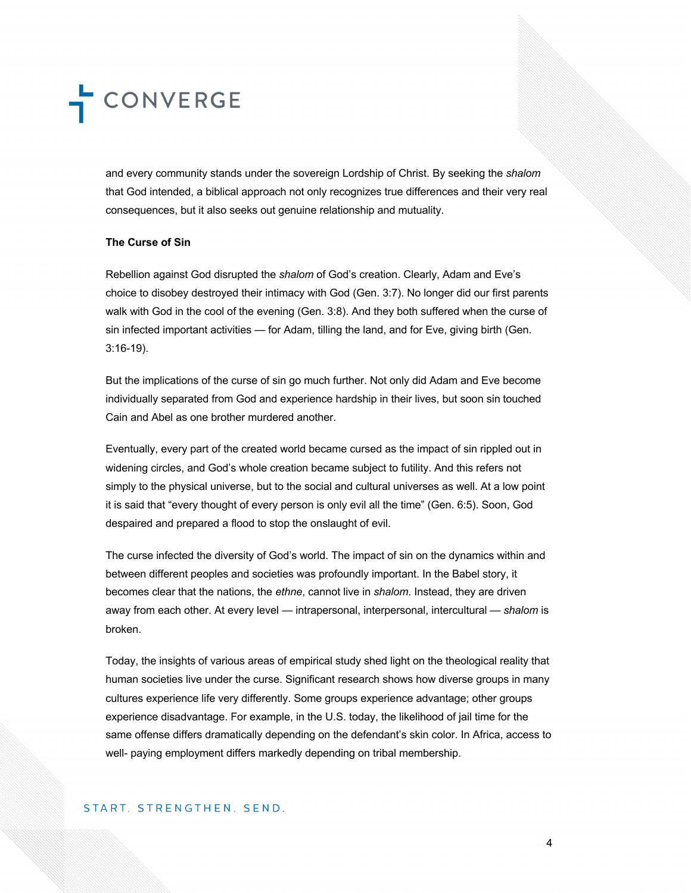and every community stands under the sovereign Lordship of Christ. By seeking the *shalom* that God intended, a biblical approach not only recognizes true differences and their very real consequences, but it also seeks out genuine relationship and mutuality.

**The Curse of Sin**

Rebellion against God disrupted the *shalom* of God's creation. Clearly, Adam and Eve's choice to disobey destroyed their intimacy with God (Gen. 3:7). No longer did our first parents walk with God in the cool of the evening (Gen. 3:8). And they both suffered when the curse of sin infected important activities — for Adam, tilling the land, and for Eve, giving birth (Gen. 3:16-19).

But the implications of the curse of sin go much further. Not only did Adam and Eve become individually separated from God and experience hardship in their lives, but soon sin touched Cain and Abel as one brother murdered another.

Eventually, every part of the created world became cursed as the impact of sin rippled out in widening circles, and God's whole creation became subject to futility. And this refers not simply to the physical universe, but to the social and cultural universes as well. At a low point it is said that "every thought of every person is only evil all the time" (Gen. 6:5). Soon, God despaired and prepared a flood to stop the onslaught of evil.

The curse infected the diversity of God's world. The impact of sin on the dynamics within and between different peoples and societies was profoundly important. In the Babel story, it becomes clear that the nations, the *ethne*, cannot live in *shalom*. Instead, they are driven away from each other. At every level — intrapersonal, interpersonal, intercultural — *shalom* is broken.

Today, the insights of various areas of empirical study shed light on the theological reality that human societies live under the curse. Significant research shows how diverse groups in many cultures experience life very differently. Some groups experience advantage; other groups experience disadvantage. For example, in the U.S. today, the likelihood of jail time for the same offense differs dramatically depending on the defendant's skin color. In Africa, access to well- paying employment differs markedly depending on tribal membership.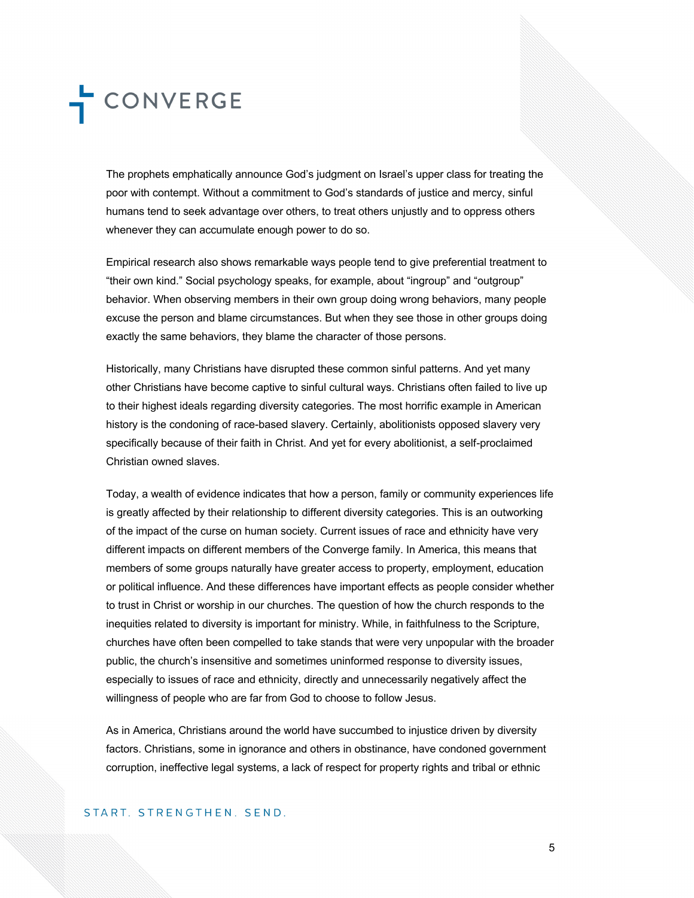The prophets emphatically announce God's judgment on Israel's upper class for treating the poor with contempt. Without a commitment to God's standards of justice and mercy, sinful humans tend to seek advantage over others, to treat others unjustly and to oppress others whenever they can accumulate enough power to do so.

Empirical research also shows remarkable ways people tend to give preferential treatment to "their own kind." Social psychology speaks, for example, about "ingroup" and "outgroup" behavior. When observing members in their own group doing wrong behaviors, many people excuse the person and blame circumstances. But when they see those in other groups doing exactly the same behaviors, they blame the character of those persons.

Historically, many Christians have disrupted these common sinful patterns. And yet many other Christians have become captive to sinful cultural ways. Christians often failed to live up to their highest ideals regarding diversity categories. The most horrific example in American history is the condoning of race-based slavery. Certainly, abolitionists opposed slavery very specifically because of their faith in Christ. And yet for every abolitionist, a self-proclaimed Christian owned slaves.

Today, a wealth of evidence indicates that how a person, family or community experiences life is greatly affected by their relationship to different diversity categories. This is an outworking of the impact of the curse on human society. Current issues of race and ethnicity have very different impacts on different members of the Converge family. In America, this means that members of some groups naturally have greater access to property, employment, education or political influence. And these differences have important effects as people consider whether to trust in Christ or worship in our churches. The question of how the church responds to the inequities related to diversity is important for ministry. While, in faithfulness to the Scripture, churches have often been compelled to take stands that were very unpopular with the broader public, the church's insensitive and sometimes uninformed response to diversity issues, especially to issues of race and ethnicity, directly and unnecessarily negatively affect the willingness of people who are far from God to choose to follow Jesus.

As in America, Christians around the world have succumbed to injustice driven by diversity factors. Christians, some in ignorance and others in obstinance, have condoned government corruption, ineffective legal systems, a lack of respect for property rights and tribal or ethnic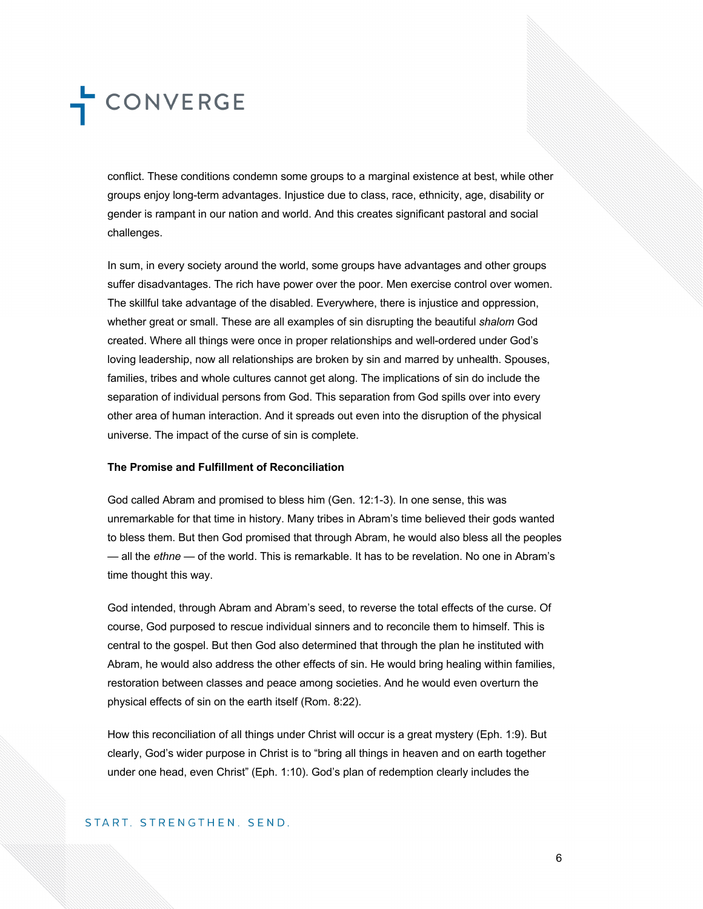conflict. These conditions condemn some groups to a marginal existence at best, while other groups enjoy long-term advantages. Injustice due to class, race, ethnicity, age, disability or gender is rampant in our nation and world. And this creates significant pastoral and social challenges.

In sum, in every society around the world, some groups have advantages and other groups suffer disadvantages. The rich have power over the poor. Men exercise control over women. The skillful take advantage of the disabled. Everywhere, there is injustice and oppression, whether great or small. These are all examples of sin disrupting the beautiful *shalom* God created. Where all things were once in proper relationships and well-ordered under God's loving leadership, now all relationships are broken by sin and marred by unhealth. Spouses, families, tribes and whole cultures cannot get along. The implications of sin do include the separation of individual persons from God. This separation from God spills over into every other area of human interaction. And it spreads out even into the disruption of the physical universe. The impact of the curse of sin is complete.

**The Promise and Fulfillment of Reconciliation**

God called Abram and promised to bless him (Gen. 12:1-3). In one sense, this was unremarkable for that time in history. Many tribes in Abram's time believed their gods wanted to bless them. But then God promised that through Abram, he would also bless all the peoples — all the *ethne* — of the world. This is remarkable. It has to be revelation. No one in Abram's time thought this way.

God intended, through Abram and Abram's seed, to reverse the total effects of the curse. Of course, God purposed to rescue individual sinners and to reconcile them to himself. This is central to the gospel. But then God also determined that through the plan he instituted with Abram, he would also address the other effects of sin. He would bring healing within families, restoration between classes and peace among societies. And he would even overturn the physical effects of sin on the earth itself (Rom. 8:22).

How this reconciliation of all things under Christ will occur is a great mystery (Eph. 1:9). But clearly, God's wider purpose in Christ is to "bring all things in heaven and on earth together under one head, even Christ" (Eph. 1:10). God's plan of redemption clearly includes the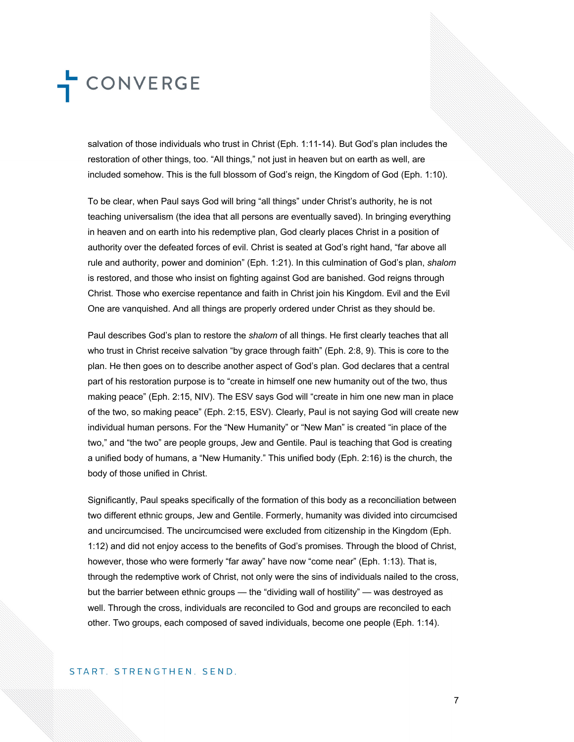salvation of those individuals who trust in Christ (Eph. 1:11-14). But God's plan includes the restoration of other things, too. "All things," not just in heaven but on earth as well, are included somehow. This is the full blossom of God's reign, the Kingdom of God (Eph. 1:10).

To be clear, when Paul says God will bring "all things" under Christ's authority, he is not teaching universalism (the idea that all persons are eventually saved). In bringing everything in heaven and on earth into his redemptive plan, God clearly places Christ in a position of authority over the defeated forces of evil. Christ is seated at God's right hand, "far above all rule and authority, power and dominion" (Eph. 1:21). In this culmination of God's plan, *shalom* is restored, and those who insist on fighting against God are banished. God reigns through Christ. Those who exercise repentance and faith in Christ join his Kingdom. Evil and the Evil One are vanquished. And all things are properly ordered under Christ as they should be.

Paul describes God's plan to restore the *shalom* of all things. He first clearly teaches that all who trust in Christ receive salvation "by grace through faith" (Eph. 2:8, 9). This is core to the plan. He then goes on to describe another aspect of God's plan. God declares that a central part of his restoration purpose is to "create in himself one new humanity out of the two, thus making peace" (Eph. 2:15, NIV). The ESV says God will "create in him one new man in place of the two, so making peace" (Eph. 2:15, ESV). Clearly, Paul is not saying God will create new individual human persons. For the "New Humanity" or "New Man" is created "in place of the two," and "the two" are people groups, Jew and Gentile. Paul is teaching that God is creating a unified body of humans, a "New Humanity." This unified body (Eph. 2:16) is the church, the body of those unified in Christ.

Significantly, Paul speaks specifically of the formation of this body as a reconciliation between two different ethnic groups, Jew and Gentile. Formerly, humanity was divided into circumcised and uncircumcised. The uncircumcised were excluded from citizenship in the Kingdom (Eph. 1:12) and did not enjoy access to the benefits of God's promises. Through the blood of Christ, however, those who were formerly "far away" have now "come near" (Eph. 1:13). That is, through the redemptive work of Christ, not only were the sins of individuals nailed to the cross, but the barrier between ethnic groups — the "dividing wall of hostility" — was destroyed as well. Through the cross, individuals are reconciled to God and groups are reconciled to each other. Two groups, each composed of saved individuals, become one people (Eph. 1:14).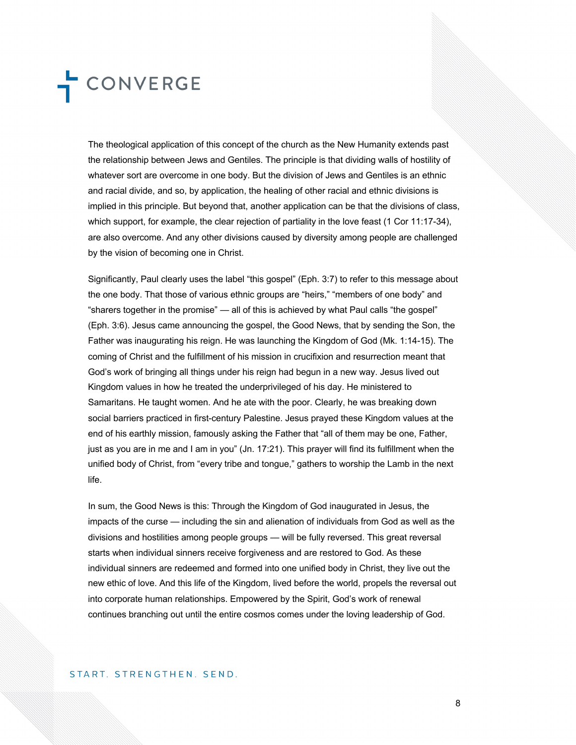The theological application of this concept of the church as the New Humanity extends past the relationship between Jews and Gentiles. The principle is that dividing walls of hostility of whatever sort are overcome in one body. But the division of Jews and Gentiles is an ethnic and racial divide, and so, by application, the healing of other racial and ethnic divisions is implied in this principle. But beyond that, another application can be that the divisions of class, which support, for example, the clear rejection of partiality in the love feast (1 Cor 11:17-34), are also overcome. And any other divisions caused by diversity among people are challenged by the vision of becoming one in Christ.

Significantly, Paul clearly uses the label "this gospel" (Eph. 3:7) to refer to this message about the one body. That those of various ethnic groups are "heirs," "members of one body" and "sharers together in the promise" — all of this is achieved by what Paul calls "the gospel" (Eph. 3:6). Jesus came announcing the gospel, the Good News, that by sending the Son, the Father was inaugurating his reign. He was launching the Kingdom of God (Mk. 1:14-15). The coming of Christ and the fulfillment of his mission in crucifixion and resurrection meant that God's work of bringing all things under his reign had begun in a new way. Jesus lived out Kingdom values in how he treated the underprivileged of his day. He ministered to Samaritans. He taught women. And he ate with the poor. Clearly, he was breaking down social barriers practiced in first-century Palestine. Jesus prayed these Kingdom values at the end of his earthly mission, famously asking the Father that "all of them may be one, Father, just as you are in me and I am in you" (Jn. 17:21). This prayer will find its fulfillment when the unified body of Christ, from "every tribe and tongue," gathers to worship the Lamb in the next life.

In sum, the Good News is this: Through the Kingdom of God inaugurated in Jesus, the impacts of the curse — including the sin and alienation of individuals from God as well as the divisions and hostilities among people groups — will be fully reversed. This great reversal starts when individual sinners receive forgiveness and are restored to God. As these individual sinners are redeemed and formed into one unified body in Christ, they live out the new ethic of love. And this life of the Kingdom, lived before the world, propels the reversal out into corporate human relationships. Empowered by the Spirit, God's work of renewal continues branching out until the entire cosmos comes under the loving leadership of God.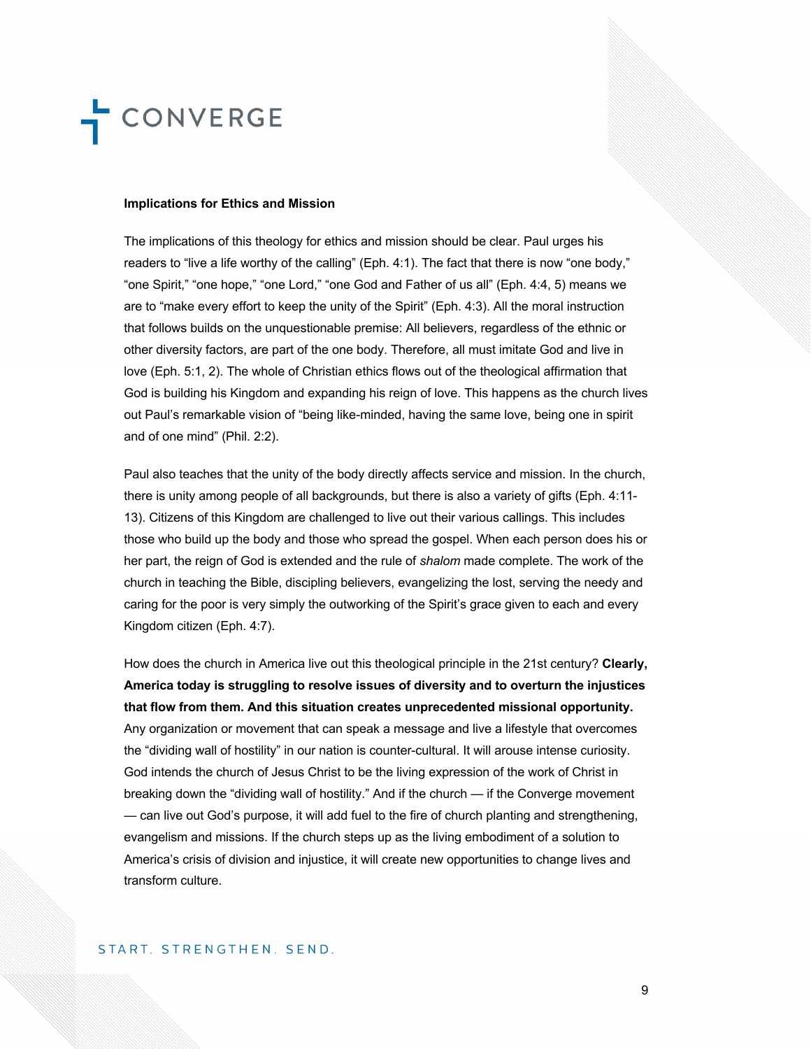**Implications for Ethics and Mission**

The implications of this theology for ethics and mission should be clear. Paul urges his readers to "live a life worthy of the calling" (Eph. 4:1). The fact that there is now "one body," "one Spirit," "one hope," "one Lord," "one God and Father of us all" (Eph. 4:4, 5) means we are to "make every effort to keep the unity of the Spirit" (Eph. 4:3). All the moral instruction that follows builds on the unquestionable premise: All believers, regardless of the ethnic or other diversity factors, are part of the one body. Therefore, all must imitate God and live in love (Eph. 5:1, 2). The whole of Christian ethics flows out of the theological affirmation that God is building his Kingdom and expanding his reign of love. This happens as the church lives out Paul's remarkable vision of "being like-minded, having the same love, being one in spirit and of one mind" (Phil. 2:2).

Paul also teaches that the unity of the body directly affects service and mission. In the church, there is unity among people of all backgrounds, but there is also a variety of gifts (Eph. 4:11-13). Citizens of this Kingdom are challenged to live out their various callings. This includes those who build up the body and those who spread the gospel. When each person does his or her part, the reign of God is extended and the rule of *shalom* made complete. The work of the church in teaching the Bible, discipling believers, evangelizing the lost, serving the needy and caring for the poor is very simply the outworking of the Spirit's grace given to each and every Kingdom citizen (Eph. 4:7).

How does the church in America live out this theological principle in the 21st century? **Clearly, America today is struggling to resolve issues of diversity and to overturn the injustices that flow from them. And this situation creates unprecedented missional opportunity.** Any organization or movement that can speak a message and live a lifestyle that overcomes the "dividing wall of hostility" in our nation is counter-cultural. It will arouse intense curiosity. God intends the church of Jesus Christ to be the living expression of the work of Christ in breaking down the "dividing wall of hostility." And if the church — if the Converge movement — can live out God's purpose, it will add fuel to the fire of church planting and strengthening, evangelism and missions. If the church steps up as the living embodiment of a solution to America's crisis of division and injustice, it will create new opportunities to change lives and transform culture.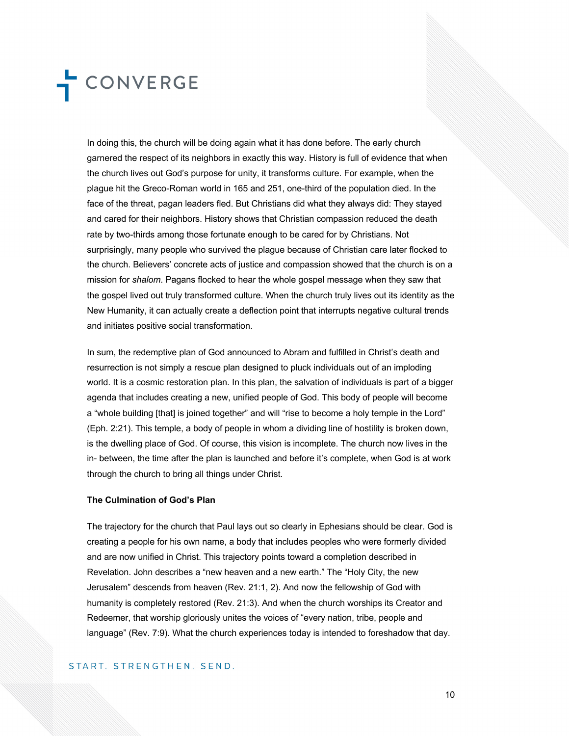In doing this, the church will be doing again what it has done before. The early church garnered the respect of its neighbors in exactly this way. History is full of evidence that when the church lives out God's purpose for unity, it transforms culture. For example, when the plague hit the Greco-Roman world in 165 and 251, one-third of the population died. In the face of the threat, pagan leaders fled. But Christians did what they always did: They stayed and cared for their neighbors. History shows that Christian compassion reduced the death rate by two-thirds among those fortunate enough to be cared for by Christians. Not surprisingly, many people who survived the plague because of Christian care later flocked to the church. Believers' concrete acts of justice and compassion showed that the church is on a mission for *shalom*. Pagans flocked to hear the whole gospel message when they saw that the gospel lived out truly transformed culture. When the church truly lives out its identity as the New Humanity, it can actually create a deflection point that interrupts negative cultural trends and initiates positive social transformation.

In sum, the redemptive plan of God announced to Abram and fulfilled in Christ's death and resurrection is not simply a rescue plan designed to pluck individuals out of an imploding world. It is a cosmic restoration plan. In this plan, the salvation of individuals is part of a bigger agenda that includes creating a new, unified people of God. This body of people will become a "whole building [that] is joined together" and will "rise to become a holy temple in the Lord" (Eph. 2:21). This temple, a body of people in whom a dividing line of hostility is broken down, is the dwelling place of God. Of course, this vision is incomplete. The church now lives in the in- between, the time after the plan is launched and before it's complete, when God is at work through the church to bring all things under Christ.

**The Culmination of God's Plan**

The trajectory for the church that Paul lays out so clearly in Ephesians should be clear. God is creating a people for his own name, a body that includes peoples who were formerly divided and are now unified in Christ. This trajectory points toward a completion described in Revelation. John describes a "new heaven and a new earth." The "Holy City, the new Jerusalem" descends from heaven (Rev. 21:1, 2). And now the fellowship of God with humanity is completely restored (Rev. 21:3). And when the church worships its Creator and Redeemer, that worship gloriously unites the voices of "every nation, tribe, people and language" (Rev. 7:9). What the church experiences today is intended to foreshadow that day.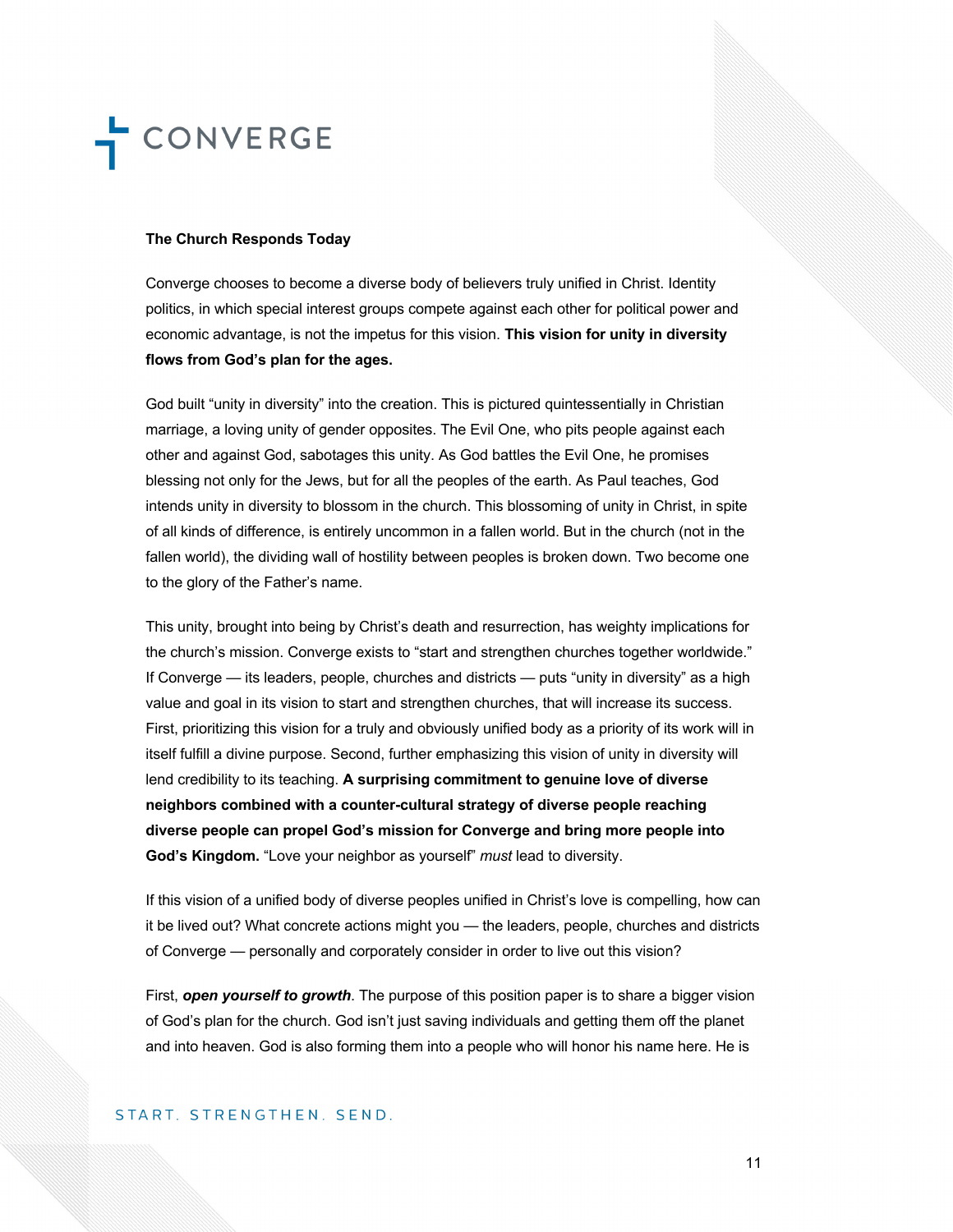**The Church Responds Today**

Converge chooses to become a diverse body of believers truly unified in Christ. Identity politics, in which special interest groups compete against each other for political power and economic advantage, is not the impetus for this vision. **This vision for unity in diversity flows from God's plan for the ages.**

God built "unity in diversity" into the creation. This is pictured quintessentially in Christian marriage, a loving unity of gender opposites. The Evil One, who pits people against each other and against God, sabotages this unity. As God battles the Evil One, he promises blessing not only for the Jews, but for all the peoples of the earth. As Paul teaches, God intends unity in diversity to blossom in the church. This blossoming of unity in Christ, in spite of all kinds of difference, is entirely uncommon in a fallen world. But in the church (not in the fallen world), the dividing wall of hostility between peoples is broken down. Two become one to the glory of the Father's name.

This unity, brought into being by Christ's death and resurrection, has weighty implications for the church's mission. Converge exists to "start and strengthen churches together worldwide." If Converge — its leaders, people, churches and districts — puts "unity in diversity" as a high value and goal in its vision to start and strengthen churches, that will increase its success. First, prioritizing this vision for a truly and obviously unified body as a priority of its work will in itself fulfill a divine purpose. Second, further emphasizing this vision of unity in diversity will lend credibility to its teaching. **A surprising commitment to genuine love of diverse neighbors combined with a counter-cultural strategy of diverse people reaching diverse people can propel God's mission for Converge and bring more people into God's Kingdom.** "Love your neighbor as yourself" *must* lead to diversity.

If this vision of a unified body of diverse peoples unified in Christ's love is compelling, how can it be lived out? What concrete actions might you — the leaders, people, churches and districts of Converge — personally and corporately consider in order to live out this vision?

First, ***open yourself to growth***. The purpose of this position paper is to share a bigger vision of God's plan for the church. God isn't just saving individuals and getting them off the planet and into heaven. God is also forming them into a people who will honor his name here. He is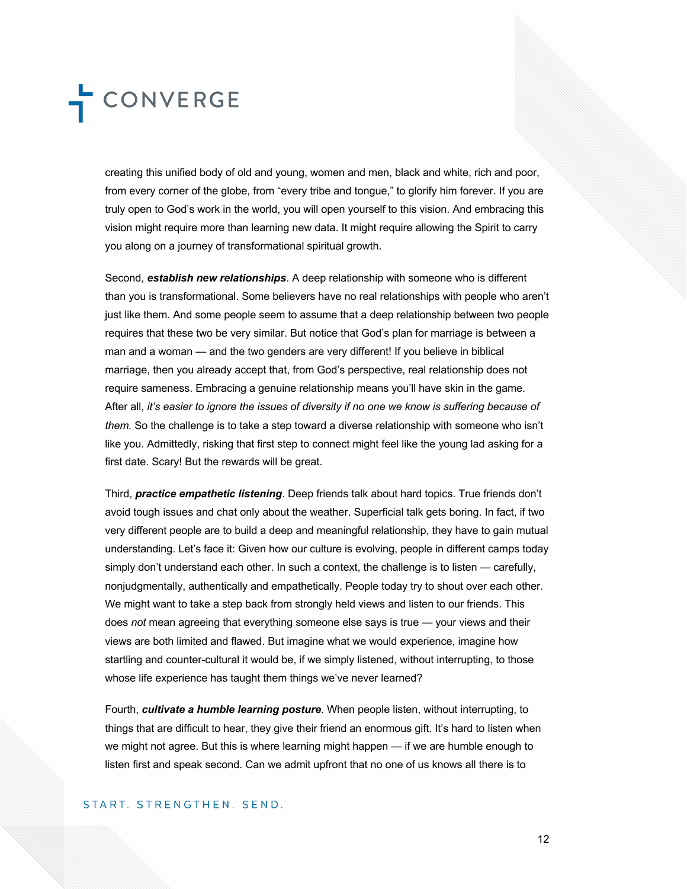creating this unified body of old and young, women and men, black and white, rich and poor, from every corner of the globe, from "every tribe and tongue," to glorify him forever. If you are truly open to God's work in the world, you will open yourself to this vision. And embracing this vision might require more than learning new data. It might require allowing the Spirit to carry you along on a journey of transformational spiritual growth.

Second, ***establish new relationships***. A deep relationship with someone who is different than you is transformational. Some believers have no real relationships with people who aren't just like them. And some people seem to assume that a deep relationship between two people requires that these two be very similar. But notice that God's plan for marriage is between a man and a woman — and the two genders are very different! If you believe in biblical marriage, then you already accept that, from God's perspective, real relationship does not require sameness. Embracing a genuine relationship means you'll have skin in the game. After all, *it's easier to ignore the issues of diversity if no one we know is suffering because of them.* So the challenge is to take a step toward a diverse relationship with someone who isn't like you. Admittedly, risking that first step to connect might feel like the young lad asking for a first date. Scary! But the rewards will be great.

Third, ***practice empathetic listening***. Deep friends talk about hard topics. True friends don't avoid tough issues and chat only about the weather. Superficial talk gets boring. In fact, if two very different people are to build a deep and meaningful relationship, they have to gain mutual understanding. Let's face it: Given how our culture is evolving, people in different camps today simply don't understand each other. In such a context, the challenge is to listen — carefully, nonjudgmentally, authentically and empathetically. People today try to shout over each other. We might want to take a step back from strongly held views and listen to our friends. This does *not* mean agreeing that everything someone else says is true — your views and their views are both limited and flawed. But imagine what we would experience, imagine how startling and counter-cultural it would be, if we simply listened, without interrupting, to those whose life experience has taught them things we've never learned?

Fourth, ***cultivate a humble learning posture***. When people listen, without interrupting, to things that are difficult to hear, they give their friend an enormous gift. It's hard to listen when we might not agree. But this is where learning might happen — if we are humble enough to listen first and speak second. Can we admit upfront that no one of us knows all there is to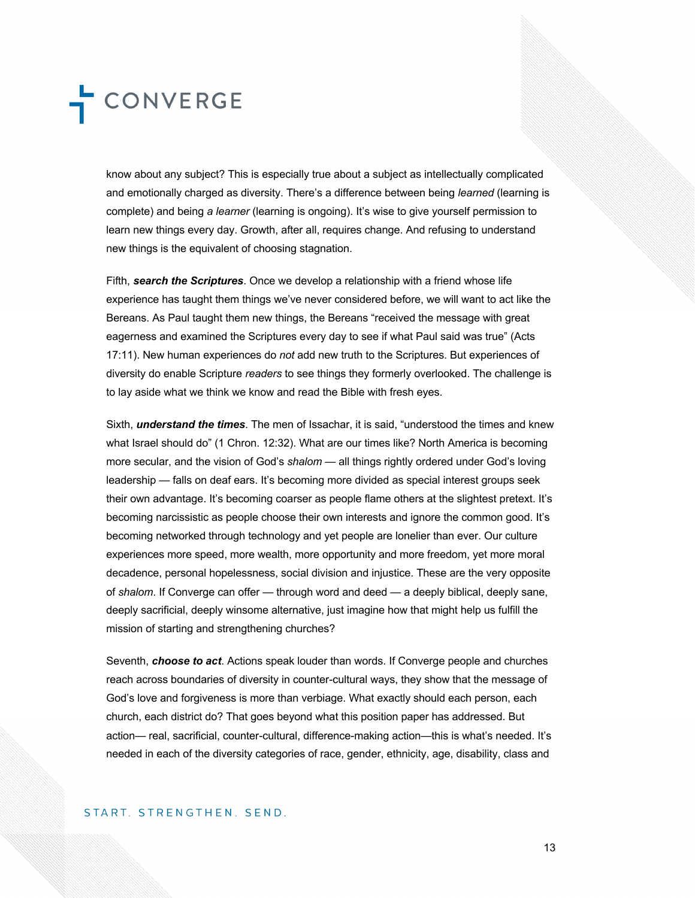know about any subject? This is especially true about a subject as intellectually complicated and emotionally charged as diversity. There's a difference between being *learned* (learning is complete) and being *a learner* (learning is ongoing). It's wise to give yourself permission to learn new things every day. Growth, after all, requires change. And refusing to understand new things is the equivalent of choosing stagnation.

Fifth, ***search the Scriptures***. Once we develop a relationship with a friend whose life experience has taught them things we've never considered before, we will want to act like the Bereans. As Paul taught them new things, the Bereans "received the message with great eagerness and examined the Scriptures every day to see if what Paul said was true" (Acts 17:11). New human experiences do *not* add new truth to the Scriptures. But experiences of diversity do enable Scripture *readers* to see things they formerly overlooked. The challenge is to lay aside what we think we know and read the Bible with fresh eyes.

Sixth, ***understand the times***. The men of Issachar, it is said, "understood the times and knew what Israel should do" (1 Chron. 12:32). What are our times like? North America is becoming more secular, and the vision of God's *shalom* — all things rightly ordered under God's loving leadership — falls on deaf ears. It's becoming more divided as special interest groups seek their own advantage. It's becoming coarser as people flame others at the slightest pretext. It's becoming narcissistic as people choose their own interests and ignore the common good. It's becoming networked through technology and yet people are lonelier than ever. Our culture experiences more speed, more wealth, more opportunity and more freedom, yet more moral decadence, personal hopelessness, social division and injustice. These are the very opposite of *shalom*. If Converge can offer — through word and deed — a deeply biblical, deeply sane, deeply sacrificial, deeply winsome alternative, just imagine how that might help us fulfill the mission of starting and strengthening churches?

Seventh, ***choose to act***. Actions speak louder than words. If Converge people and churches reach across boundaries of diversity in counter-cultural ways, they show that the message of God's love and forgiveness is more than verbiage. What exactly should each person, each church, each district do? That goes beyond what this position paper has addressed. But action— real, sacrificial, counter-cultural, difference-making action—this is what's needed. It's needed in each of the diversity categories of race, gender, ethnicity, age, disability, class and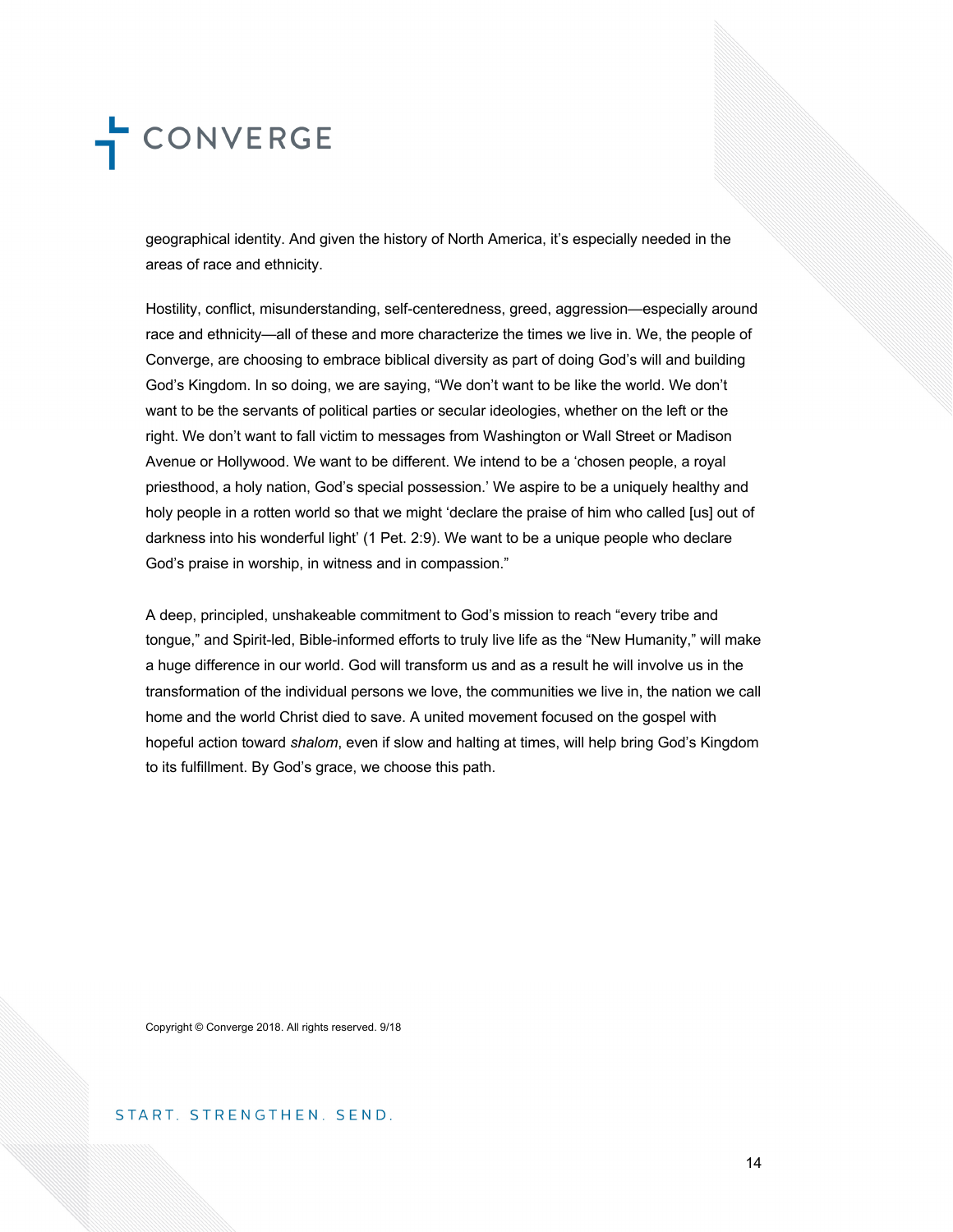geographical identity. And given the history of North America, it's especially needed in the areas of race and ethnicity.

Hostility, conflict, misunderstanding, self-centeredness, greed, aggression—especially around race and ethnicity—all of these and more characterize the times we live in. We, the people of Converge, are choosing to embrace biblical diversity as part of doing God's will and building God's Kingdom. In so doing, we are saying, "We don't want to be like the world. We don't want to be the servants of political parties or secular ideologies, whether on the left or the right. We don't want to fall victim to messages from Washington or Wall Street or Madison Avenue or Hollywood. We want to be different. We intend to be a 'chosen people, a royal priesthood, a holy nation, God's special possession.' We aspire to be a uniquely healthy and holy people in a rotten world so that we might 'declare the praise of him who called [us] out of darkness into his wonderful light' (1 Pet. 2:9). We want to be a unique people who declare God's praise in worship, in witness and in compassion."

A deep, principled, unshakeable commitment to God's mission to reach "every tribe and tongue," and Spirit-led, Bible-informed efforts to truly live life as the "New Humanity," will make a huge difference in our world. God will transform us and as a result he will involve us in the transformation of the individual persons we love, the communities we live in, the nation we call home and the world Christ died to save. A united movement focused on the gospel with hopeful action toward *shalom*, even if slow and halting at times, will help bring God's Kingdom to its fulfillment. By God's grace, we choose this path.

Copyright © Converge 2018. All rights reserved. 9/18